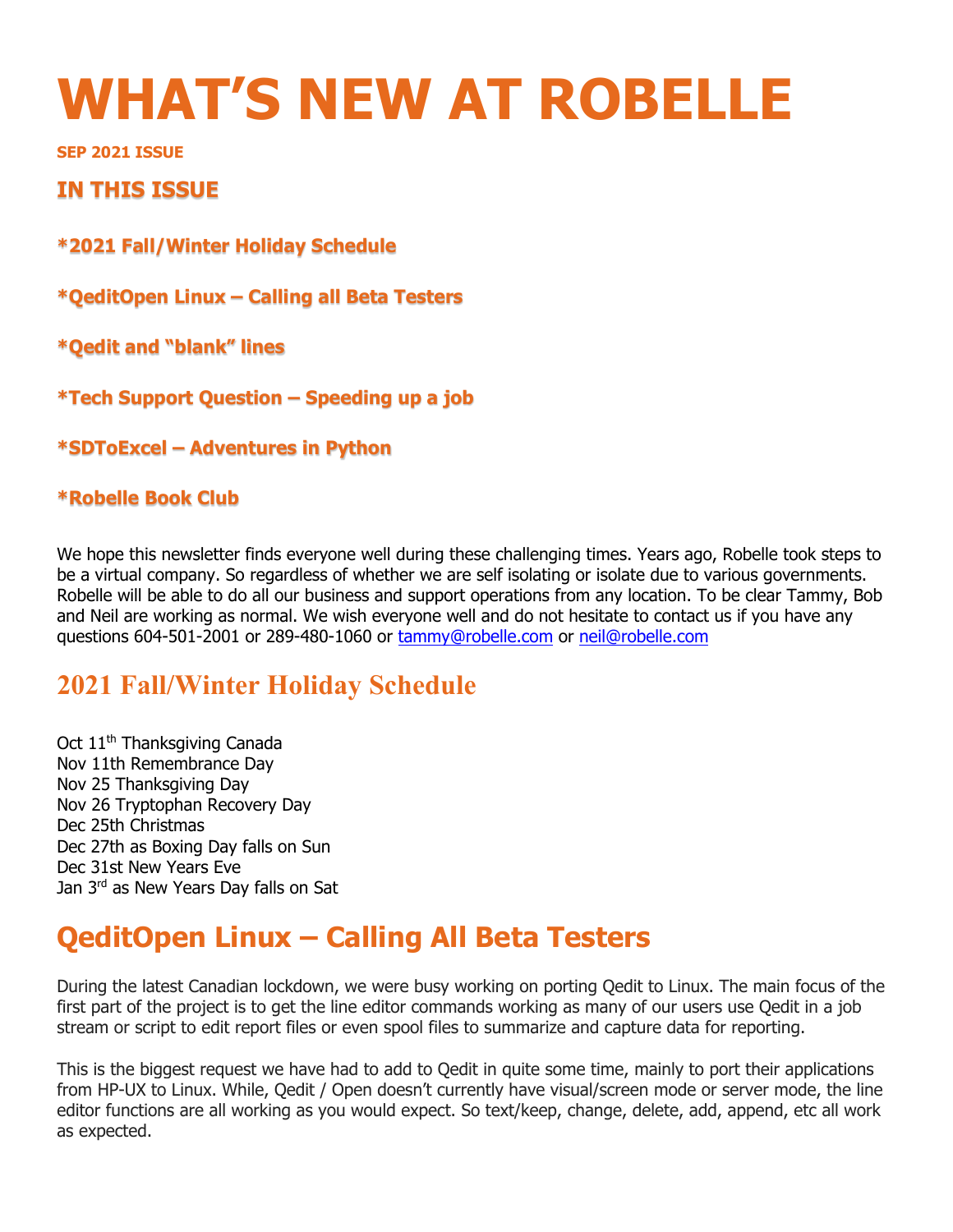# WHAT’S NEW AT ROBELLE

**SEP 2021 ISSUE**

### IN THIS ISSUE

**\*2021 Fall/Winter Holiday Schedule**

**\*QeditOpen Linux – Calling all Beta Testers**

**\*Qedit and “blank” lines**

**\*Tech Support Question – Speeding up a job**

**\*SDToExcel – Adventures in Python**

**\*Robelle Book Club**

We hope this newsletter finds everyone well during these challenging times. Years ago, Robelle took steps to be a virtual company. So regardless of whether we are self isolating or isolate due to various governments. Robelle will be able to do all our business and support operations from any location. To be clear Tammy, Bob and Neil are working as normal. We wish everyone well and do not hesitate to contact us if you have any questions 604-501-2001 or 289-480-1060 or tammy@robelle.com or neil@robelle.com

## 2021 Fall/Winter Holiday Schedule

Oct 11th Thanksgiving Canada
Nov 11th Remembrance Day
Nov 25 Thanksgiving Day
Nov 26 Tryptophan Recovery Day
Dec 25th Christmas
Dec 27th as Boxing Day falls on Sun
Dec 31st New Years Eve
Jan 3rd as New Years Day falls on Sat

## QeditOpen Linux – Calling All Beta Testers

During the latest Canadian lockdown, we were busy working on porting Qedit to Linux. The main focus of the first part of the project is to get the line editor commands working as many of our users use Qedit in a job stream or script to edit report files or even spool files to summarize and capture data for reporting.

This is the biggest request we have had to add to Qedit in quite some time, mainly to port their applications from HP-UX to Linux. While, Qedit / Open doesn’t currently have visual/screen mode or server mode, the line editor functions are all working as you would expect. So text/keep, change, delete, add, append, etc all work as expected.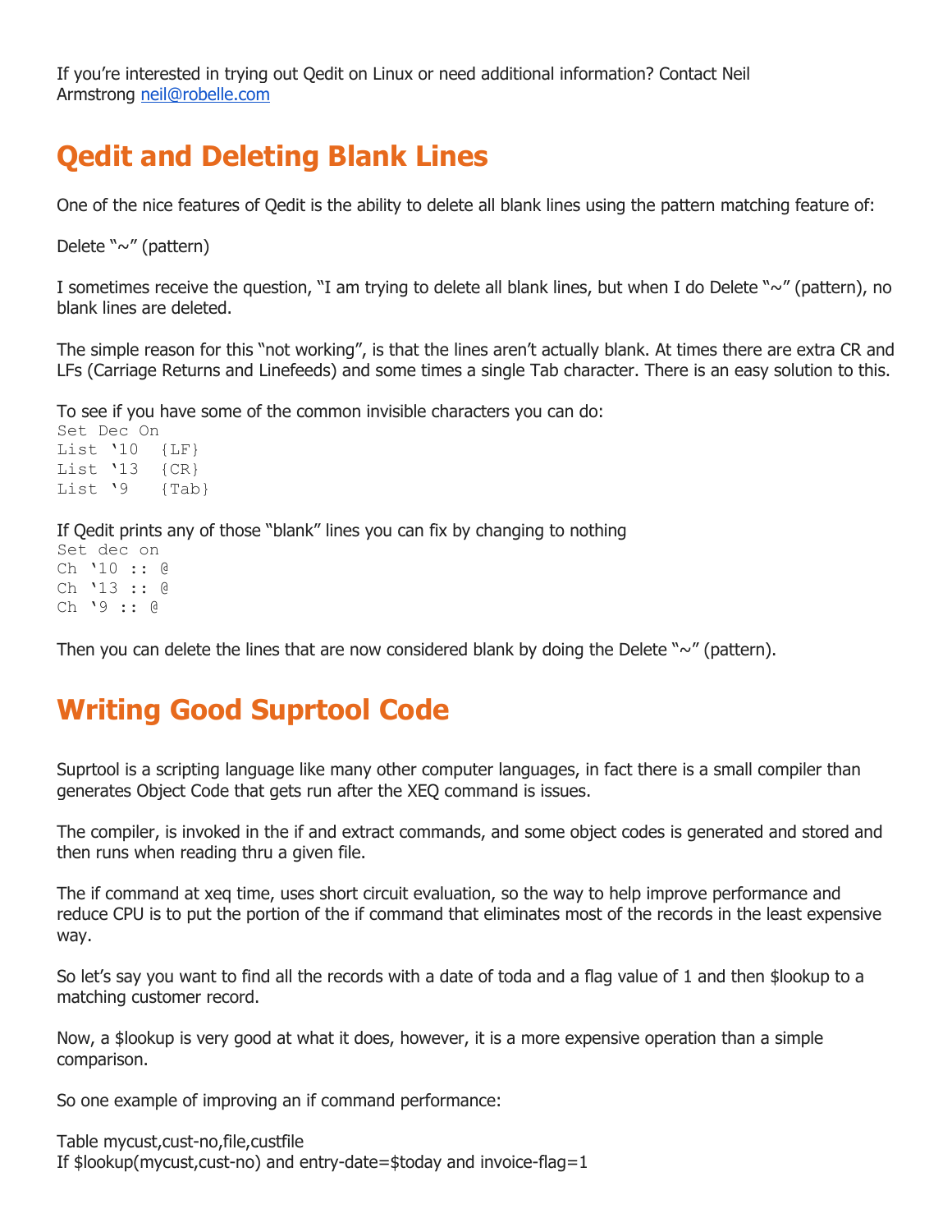If you're interested in trying out Qedit on Linux or need additional information? Contact Neil Armstrong neil@robelle.com

## Qedit and Deleting Blank Lines

One of the nice features of Qedit is the ability to delete all blank lines using the pattern matching feature of:

Delete "~" (pattern)

I sometimes receive the question, "I am trying to delete all blank lines, but when I do Delete "~" (pattern), no blank lines are deleted.

The simple reason for this "not working", is that the lines aren't actually blank. At times there are extra CR and LFs (Carriage Returns and Linefeeds) and some times a single Tab character. There is an easy solution to this.

To see if you have some of the common invisible characters you can do:

```
Set Dec On
List '10  {LF}
List '13  {CR}
List '9   {Tab}
```

If Qedit prints any of those "blank" lines you can fix by changing to nothing

```
Set dec on
Ch '10 :: @
Ch '13 :: @
Ch '9 :: @
```

Then you can delete the lines that are now considered blank by doing the Delete "~" (pattern).

## Writing Good Suprtool Code

Suprtool is a scripting language like many other computer languages, in fact there is a small compiler than generates Object Code that gets run after the XEQ command is issues.

The compiler, is invoked in the if and extract commands, and some object codes is generated and stored and then runs when reading thru a given file.

The if command at xeq time, uses short circuit evaluation, so the way to help improve performance and reduce CPU is to put the portion of the if command that eliminates most of the records in the least expensive way.

So let's say you want to find all the records with a date of toda and a flag value of 1 and then $lookup to a matching customer record.

Now, a $lookup is very good at what it does, however, it is a more expensive operation than a simple comparison.

So one example of improving an if command performance:

```
Table mycust,cust-no,file,custfile
If $lookup(mycust,cust-no) and entry-date=$today and invoice-flag=1
```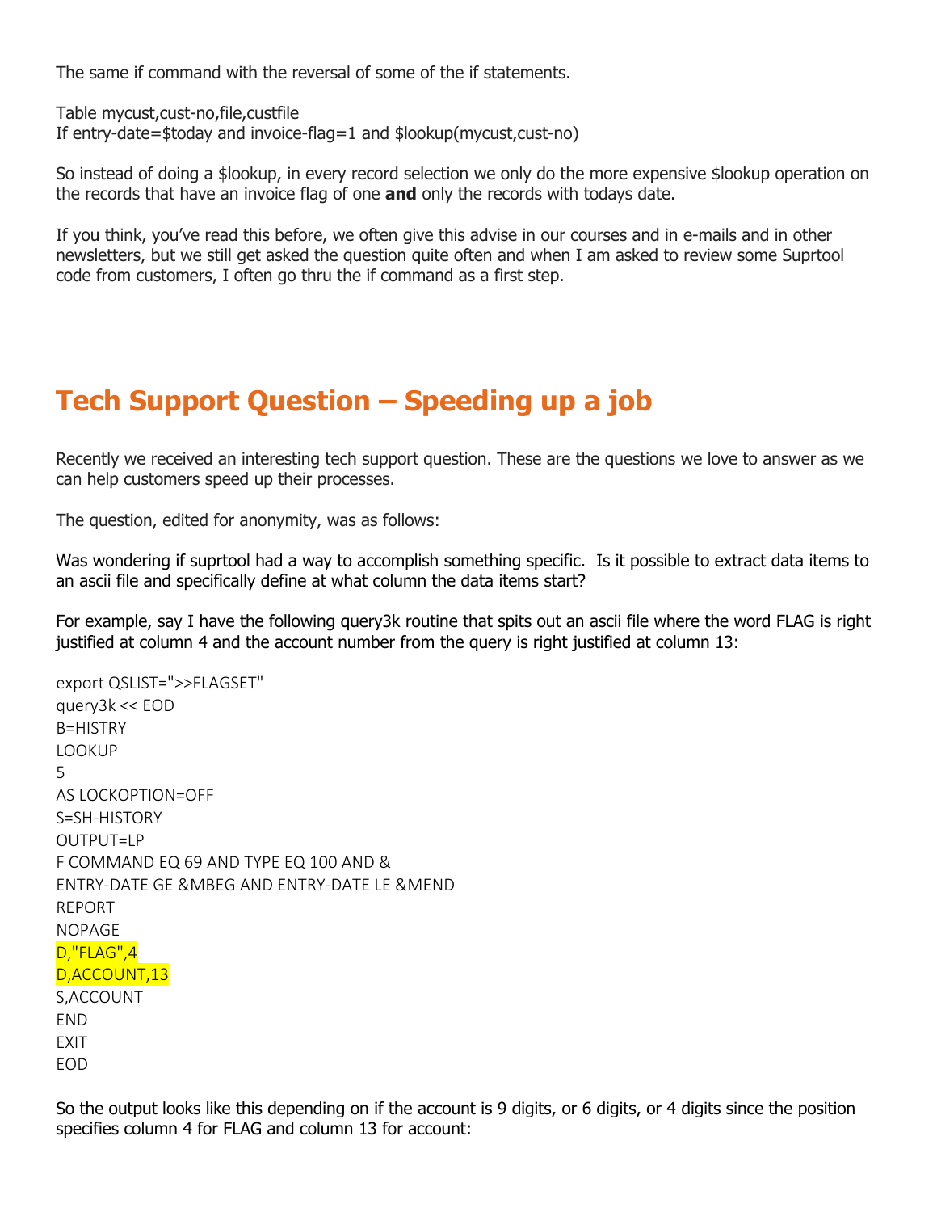The same if command with the reversal of some of the if statements.

```
Table mycust,cust-no,file,custfile
If entry-date=$today and invoice-flag=1 and $lookup(mycust,cust-no)
```

So instead of doing a $lookup, in every record selection we only do the more expensive $lookup operation on the records that have an invoice flag of one **and** only the records with todays date.

If you think, you've read this before, we often give this advise in our courses and in e-mails and in other newsletters, but we still get asked the question quite often and when I am asked to review some Suprtool code from customers, I often go thru the if command as a first step.

## Tech Support Question – Speeding up a job

Recently we received an interesting tech support question. These are the questions we love to answer as we can help customers speed up their processes.

The question, edited for anonymity, was as follows:

Was wondering if suprtool had a way to accomplish something specific. Is it possible to extract data items to an ascii file and specifically define at what column the data items start?

For example, say I have the following query3k routine that spits out an ascii file where the word FLAG is right justified at column 4 and the account number from the query is right justified at column 13:

```
export QSLIST=">>FLAGSET"
query3k << EOD
B=HISTRY
LOOKUP
5
AS LOCKOPTION=OFF
S=SH-HISTORY
OUTPUT=LP
F COMMAND EQ 69 AND TYPE EQ 100 AND &
ENTRY-DATE GE &MBEG AND ENTRY-DATE LE &MEND
REPORT
NOPAGE
D,"FLAG",4
D,ACCOUNT,13
S,ACCOUNT
END
EXIT
EOD
```

So the output looks like this depending on if the account is 9 digits, or 6 digits, or 4 digits since the position specifies column 4 for FLAG and column 13 for account: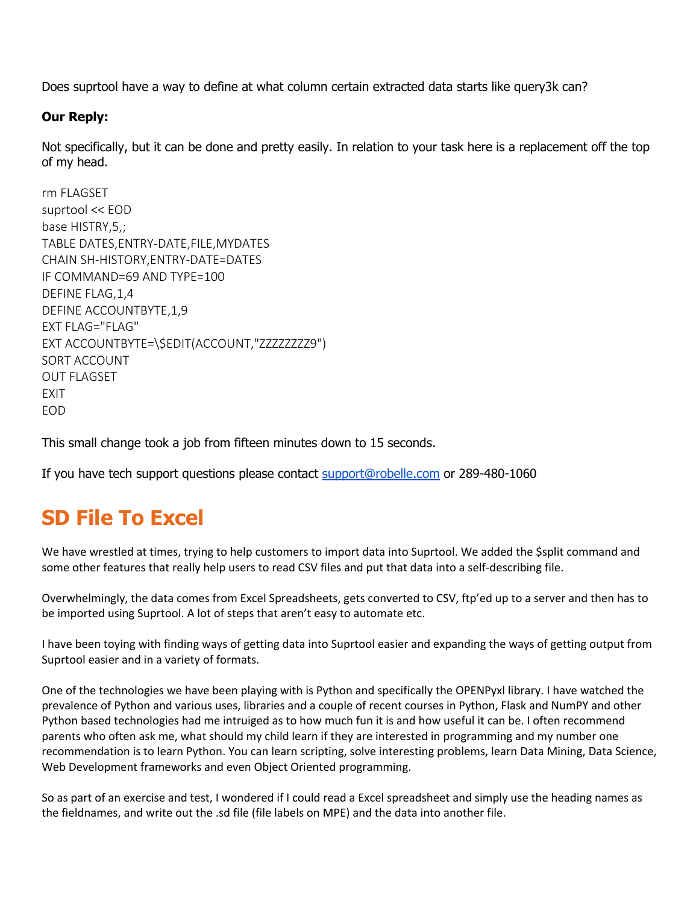Does suprtool have a way to define at what column certain extracted data starts like query3k can?

**Our Reply:**

Not specifically, but it can be done and pretty easily. In relation to your task here is a replacement off the top of my head.

```
rm FLAGSET
suprtool << EOD
base HISTRY,5,;
TABLE DATES,ENTRY-DATE,FILE,MYDATES
CHAIN SH-HISTORY,ENTRY-DATE=DATES
IF COMMAND=69 AND TYPE=100
DEFINE FLAG,1,4
DEFINE ACCOUNTBYTE,1,9
EXT FLAG="FLAG"
EXT ACCOUNTBYTE=\$EDIT(ACCOUNT,"ZZZZZZZZ9")
SORT ACCOUNT
OUT FLAGSET
EXIT
EOD
```

This small change took a job from fifteen minutes down to 15 seconds.

If you have tech support questions please contact support@robelle.com or 289-480-1060

## SD File To Excel

We have wrestled at times, trying to help customers to import data into Suprtool. We added the $split command and some other features that really help users to read CSV files and put that data into a self-describing file.

Overwhelmingly, the data comes from Excel Spreadsheets, gets converted to CSV, ftp'ed up to a server and then has to be imported using Suprtool. A lot of steps that aren't easy to automate etc.

I have been toying with finding ways of getting data into Suprtool easier and expanding the ways of getting output from Suprtool easier and in a variety of formats.

One of the technologies we have been playing with is Python and specifically the OPENPyxl library. I have watched the prevalence of Python and various uses, libraries and a couple of recent courses in Python, Flask and NumPY and other Python based technologies had me intruiged as to how much fun it is and how useful it can be. I often recommend parents who often ask me, what should my child learn if they are interested in programming and my number one recommendation is to learn Python. You can learn scripting, solve interesting problems, learn Data Mining, Data Science, Web Development frameworks and even Object Oriented programming.

So as part of an exercise and test, I wondered if I could read a Excel spreadsheet and simply use the heading names as the fieldnames, and write out the .sd file (file labels on MPE) and the data into another file.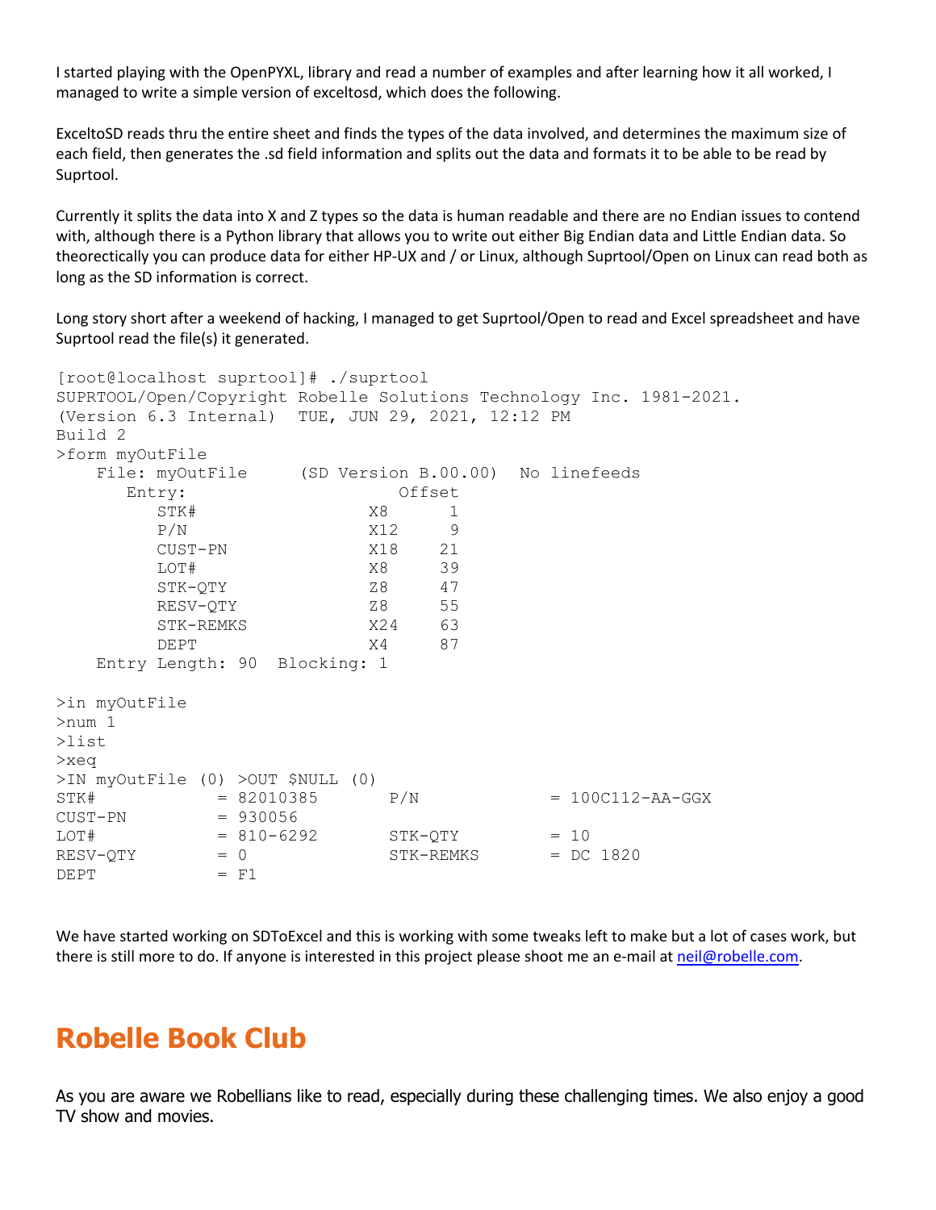I started playing with the OpenPYXL, library and read a number of examples and after learning how it all worked, I managed to write a simple version of exceltosd, which does the following.

ExceltoSD reads thru the entire sheet and finds the types of the data involved, and determines the maximum size of each field, then generates the .sd field information and splits out the data and formats it to be able to be read by Suprtool.

Currently it splits the data into X and Z types so the data is human readable and there are no Endian issues to contend with, although there is a Python library that allows you to write out either Big Endian data and Little Endian data. So theorectically you can produce data for either HP-UX and / or Linux, although Suprtool/Open on Linux can read both as long as the SD information is correct.

Long story short after a weekend of hacking, I managed to get Suprtool/Open to read and Excel spreadsheet and have Suprtool read the file(s) it generated.

```
[root@localhost suprtool]# ./suprtool
SUPRTOOL/Open/Copyright Robelle Solutions Technology Inc. 1981-2021.
(Version 6.3 Internal)  TUE, JUN 29, 2021, 12:12 PM
Build 2
>form myOutFile
    File: myOutFile     (SD Version B.00.00)  No linefeeds
       Entry:                    Offset
          STK#                 X8      1
          P/N                  X12     9
          CUST-PN              X18    21
          LOT#                 X8     39
          STK-QTY              Z8     47
          RESV-QTY             Z8     55
          STK-REMKS            X24    63
          DEPT                 X4     87
    Entry Length: 90  Blocking: 1

>in myOutFile
>num 1
>list
>xeq
>IN myOutFile (0) >OUT $NULL (0)
STK#           = 82010385       P/N              = 100C112-AA-GGX
CUST-PN        = 930056
LOT#           = 810-6292       STK-QTY          = 10
RESV-QTY       = 0              STK-REMKS        = DC 1820
DEPT           = F1
```

We have started working on SDToExcel and this is working with some tweaks left to make but a lot of cases work, but there is still more to do. If anyone is interested in this project please shoot me an e-mail at neil@robelle.com.

## Robelle Book Club

As you are aware we Robellians like to read, especially during these challenging times. We also enjoy a good TV show and movies.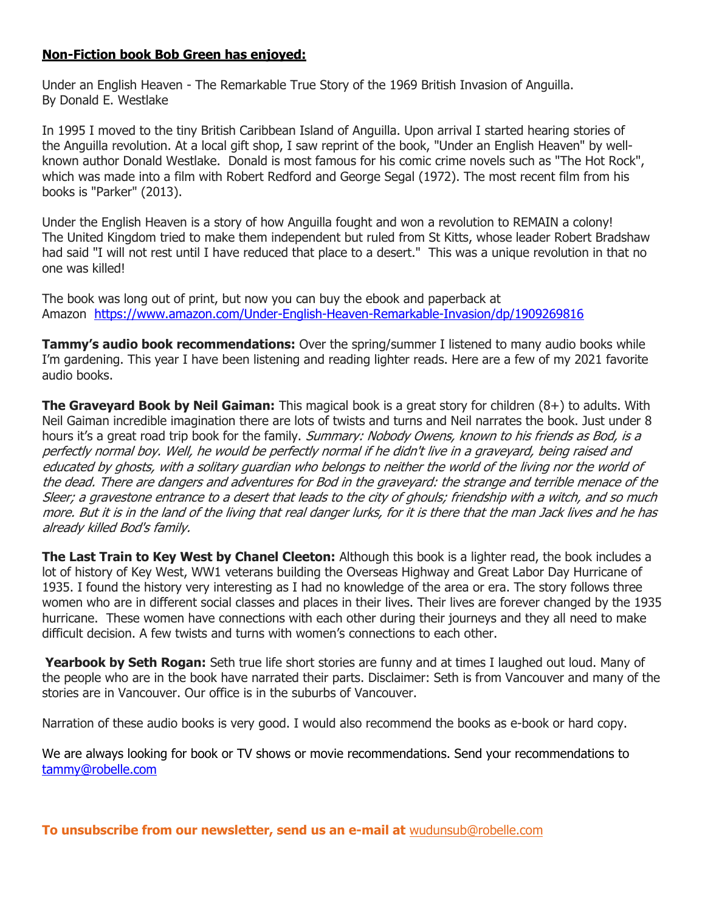**Non-Fiction book Bob Green has enjoyed:**

Under an English Heaven - The Remarkable True Story of the 1969 British Invasion of Anguilla.
By Donald E. Westlake

In 1995 I moved to the tiny British Caribbean Island of Anguilla. Upon arrival I started hearing stories of the Anguilla revolution. At a local gift shop, I saw reprint of the book, "Under an English Heaven" by well-known author Donald Westlake. Donald is most famous for his comic crime novels such as "The Hot Rock", which was made into a film with Robert Redford and George Segal (1972). The most recent film from his books is "Parker" (2013).

Under the English Heaven is a story of how Anguilla fought and won a revolution to REMAIN a colony! The United Kingdom tried to make them independent but ruled from St Kitts, whose leader Robert Bradshaw had said "I will not rest until I have reduced that place to a desert." This was a unique revolution in that no one was killed!

The book was long out of print, but now you can buy the ebook and paperback at Amazon https://www.amazon.com/Under-English-Heaven-Remarkable-Invasion/dp/1909269816

**Tammy's audio book recommendations:** Over the spring/summer I listened to many audio books while I'm gardening. This year I have been listening and reading lighter reads. Here are a few of my 2021 favorite audio books.

**The Graveyard Book by Neil Gaiman:** This magical book is a great story for children (8+) to adults. With Neil Gaiman incredible imagination there are lots of twists and turns and Neil narrates the book. Just under 8 hours it's a great road trip book for the family. *Summary: Nobody Owens, known to his friends as Bod, is a perfectly normal boy. Well, he would be perfectly normal if he didn't live in a graveyard, being raised and educated by ghosts, with a solitary guardian who belongs to neither the world of the living nor the world of the dead. There are dangers and adventures for Bod in the graveyard: the strange and terrible menace of the Sleer; a gravestone entrance to a desert that leads to the city of ghouls; friendship with a witch, and so much more. But it is in the land of the living that real danger lurks, for it is there that the man Jack lives and he has already killed Bod's family.*

**The Last Train to Key West by Chanel Cleeton:** Although this book is a lighter read, the book includes a lot of history of Key West, WW1 veterans building the Overseas Highway and Great Labor Day Hurricane of 1935. I found the history very interesting as I had no knowledge of the area or era. The story follows three women who are in different social classes and places in their lives. Their lives are forever changed by the 1935 hurricane. These women have connections with each other during their journeys and they all need to make difficult decision. A few twists and turns with women's connections to each other.

**Yearbook by Seth Rogan:** Seth true life short stories are funny and at times I laughed out loud. Many of the people who are in the book have narrated their parts. Disclaimer: Seth is from Vancouver and many of the stories are in Vancouver. Our office is in the suburbs of Vancouver.

Narration of these audio books is very good. I would also recommend the books as e-book or hard copy.

We are always looking for book or TV shows or movie recommendations. Send your recommendations to tammy@robelle.com

**To unsubscribe from our newsletter, send us an e-mail at** wudunsub@robelle.com